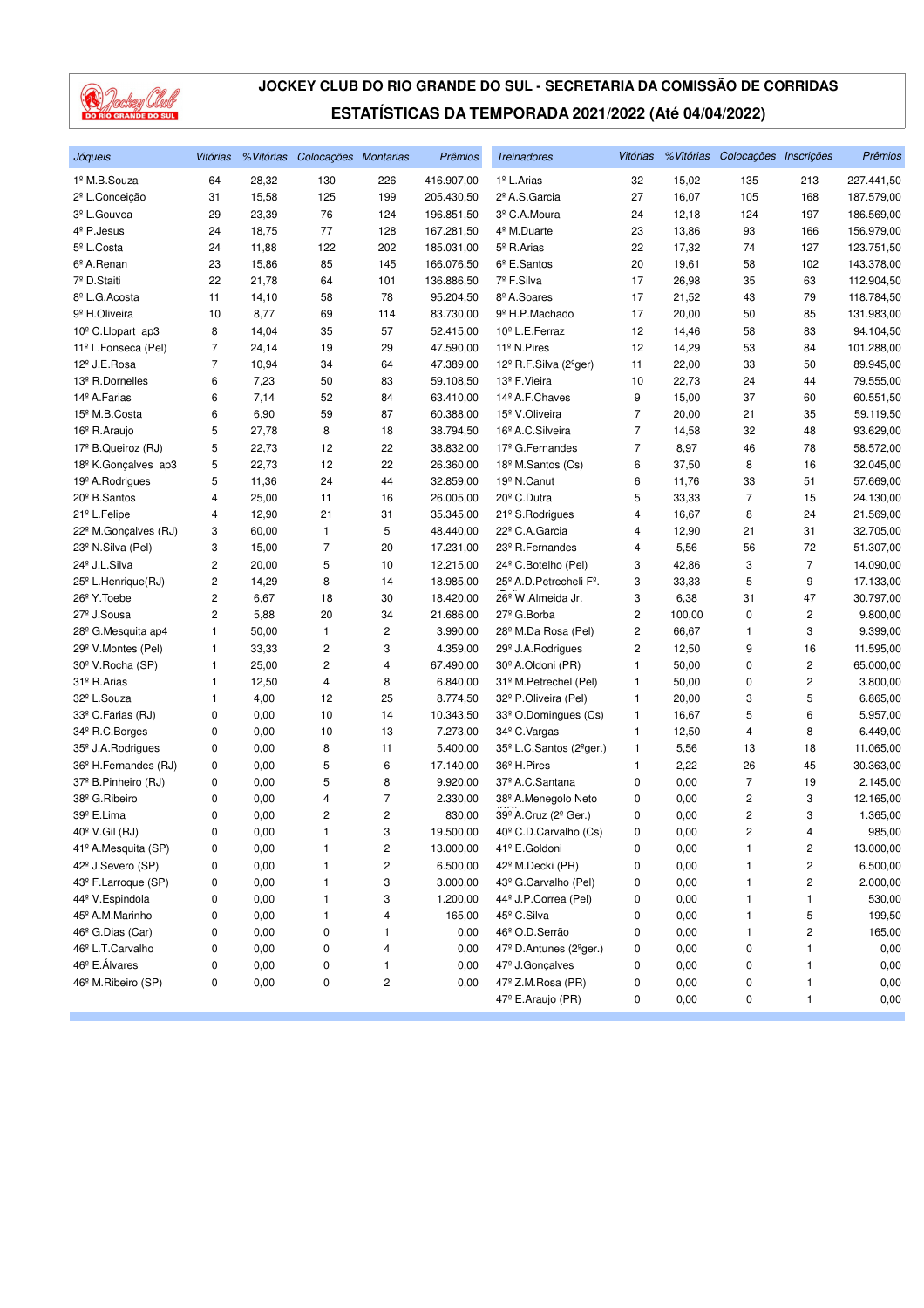# JOCKEY CLUB DO RIO GRANDE DO SUL - SECRETARIA DA COMISSÃO DE CORRIDAS

## ESTATÍSTICAS DA TEMPORADA 2021/2022 (Até 04/04/2022)

| *Jóqueis* | *Vitórias* | *%Vitórias* | *Colocações* | *Montarias* | *Prêmios* |
|---|---|---|---|---|---|
| 1º M.B.Souza | 64 | 28,32 | 130 | 226 | 416.907,00 |
| 2º L.Conceição | 31 | 15,58 | 125 | 199 | 205.430,50 |
| 3º L.Gouvea | 29 | 23,39 | 76 | 124 | 196.851,50 |
| 4º P.Jesus | 24 | 18,75 | 77 | 128 | 167.281,50 |
| 5º L.Costa | 24 | 11,88 | 122 | 202 | 185.031,00 |
| 6º A.Renan | 23 | 15,86 | 85 | 145 | 166.076,50 |
| 7º D.Staiti | 22 | 21,78 | 64 | 101 | 136.886,50 |
| 8º L.G.Acosta | 11 | 14,10 | 58 | 78 | 95.204,50 |
| 9º H.Oliveira | 10 | 8,77 | 69 | 114 | 83.730,00 |
| 10º C.Llopart ap3 | 8 | 14,04 | 35 | 57 | 52.415,00 |
| 11º L.Fonseca (Pel) | 7 | 24,14 | 19 | 29 | 47.590,00 |
| 12º J.E.Rosa | 7 | 10,94 | 34 | 64 | 47.389,00 |
| 13º R.Dornelles | 6 | 7,23 | 50 | 83 | 59.108,50 |
| 14º A.Farias | 6 | 7,14 | 52 | 84 | 63.410,00 |
| 15º M.B.Costa | 6 | 6,90 | 59 | 87 | 60.388,00 |
| 16º R.Araujo | 5 | 27,78 | 8 | 18 | 38.794,50 |
| 17º B.Queiroz (RJ) | 5 | 22,73 | 12 | 22 | 38.832,00 |
| 18º K.Gonçalves ap3 | 5 | 22,73 | 12 | 22 | 26.360,00 |
| 19º A.Rodrigues | 5 | 11,36 | 24 | 44 | 32.859,00 |
| 20º B.Santos | 4 | 25,00 | 11 | 16 | 26.005,00 |
| 21º L.Felipe | 4 | 12,90 | 21 | 31 | 35.345,00 |
| 22º M.Gonçalves (RJ) | 3 | 60,00 | 1 | 5 | 48.440,00 |
| 23º N.Silva (Pel) | 3 | 15,00 | 7 | 20 | 17.231,00 |
| 24º J.L.Silva | 2 | 20,00 | 5 | 10 | 12.215,00 |
| 25º L.Henrique(RJ) | 2 | 14,29 | 8 | 14 | 18.985,00 |
| 26º Y.Toebe | 2 | 6,67 | 18 | 30 | 18.420,00 |
| 27º J.Sousa | 2 | 5,88 | 20 | 34 | 21.686,00 |
| 28º G.Mesquita ap4 | 1 | 50,00 | 1 | 2 | 3.990,00 |
| 29º V.Montes (Pel) | 1 | 33,33 | 2 | 3 | 4.359,00 |
| 30º V.Rocha (SP) | 1 | 25,00 | 2 | 4 | 67.490,00 |
| 31º R.Arias | 1 | 12,50 | 4 | 8 | 6.840,00 |
| 32º L.Souza | 1 | 4,00 | 12 | 25 | 8.774,50 |
| 33º C.Farias (RJ) | 0 | 0,00 | 10 | 14 | 10.343,50 |
| 34º R.C.Borges | 0 | 0,00 | 10 | 13 | 7.273,00 |
| 35º J.A.Rodrigues | 0 | 0,00 | 8 | 11 | 5.400,00 |
| 36º H.Fernandes (RJ) | 0 | 0,00 | 5 | 6 | 17.140,00 |
| 37º B.Pinheiro (RJ) | 0 | 0,00 | 5 | 8 | 9.920,00 |
| 38º G.Ribeiro | 0 | 0,00 | 4 | 7 | 2.330,00 |
| 39º E.Lima | 0 | 0,00 | 2 | 2 | 830,00 |
| 40º V.Gil (RJ) | 0 | 0,00 | 1 | 3 | 19.500,00 |
| 41º A.Mesquita (SP) | 0 | 0,00 | 1 | 2 | 13.000,00 |
| 42º J.Severo (SP) | 0 | 0,00 | 1 | 2 | 6.500,00 |
| 43º F.Larroque (SP) | 0 | 0,00 | 1 | 3 | 3.000,00 |
| 44º V.Espindola | 0 | 0,00 | 1 | 3 | 1.200,00 |
| 45º A.M.Marinho | 0 | 0,00 | 1 | 4 | 165,00 |
| 46º G.Dias (Car) | 0 | 0,00 | 0 | 1 | 0,00 |
| 46º L.T.Carvalho | 0 | 0,00 | 0 | 4 | 0,00 |
| 46º E.Álvares | 0 | 0,00 | 0 | 1 | 0,00 |
| 46º M.Ribeiro (SP) | 0 | 0,00 | 0 | 2 | 0,00 |

| *Treinadores* | *Vitórias* | *%Vitórias* | *Colocações* | *Inscrições* | *Prêmios* |
|---|---|---|---|---|---|
| 1º L.Arias | 32 | 15,02 | 135 | 213 | 227.441,50 |
| 2º A.S.Garcia | 27 | 16,07 | 105 | 168 | 187.579,00 |
| 3º C.A.Moura | 24 | 12,18 | 124 | 197 | 186.569,00 |
| 4º M.Duarte | 23 | 13,86 | 93 | 166 | 156.979,00 |
| 5º R.Arias | 22 | 17,32 | 74 | 127 | 123.751,50 |
| 6º E.Santos | 20 | 19,61 | 58 | 102 | 143.378,00 |
| 7º F.Silva | 17 | 26,98 | 35 | 63 | 112.904,50 |
| 8º A.Soares | 17 | 21,52 | 43 | 79 | 118.784,50 |
| 9º H.P.Machado | 17 | 20,00 | 50 | 85 | 131.983,00 |
| 10º L.E.Ferraz | 12 | 14,46 | 58 | 83 | 94.104,50 |
| 11º N.Pires | 12 | 14,29 | 53 | 84 | 101.288,00 |
| 12º R.F.Silva (2ºger) | 11 | 22,00 | 33 | 50 | 89.945,00 |
| 13º F.Vieira | 10 | 22,73 | 24 | 44 | 79.555,00 |
| 14º A.F.Chaves | 9 | 15,00 | 37 | 60 | 60.551,50 |
| 15º V.Oliveira | 7 | 20,00 | 21 | 35 | 59.119,50 |
| 16º A.C.Silveira | 7 | 14,58 | 32 | 48 | 93.629,00 |
| 17º G.Fernandes | 7 | 8,97 | 46 | 78 | 58.572,00 |
| 18º M.Santos (Cs) | 6 | 37,50 | 8 | 16 | 32.045,00 |
| 19º N.Canut | 6 | 11,76 | 33 | 51 | 57.669,00 |
| 20º C.Dutra | 5 | 33,33 | 7 | 15 | 24.130,00 |
| 21º S.Rodrigues | 4 | 16,67 | 8 | 24 | 21.569,00 |
| 22º C.A.Garcia | 4 | 12,90 | 21 | 31 | 32.705,00 |
| 23º R.Fernandes | 4 | 5,56 | 56 | 72 | 51.307,00 |
| 24º C.Botelho (Pel) | 3 | 42,86 | 3 | 7 | 14.090,00 |
| 25º A.D.Petrecheli Fº. | 3 | 33,33 | 5 | 9 | 17.133,00 |
| 26º W.Almeida Jr. | 3 | 6,38 | 31 | 47 | 30.797,00 |
| 27º G.Borba | 2 | 100,00 | 0 | 2 | 9.800,00 |
| 28º M.Da Rosa (Pel) | 2 | 66,67 | 1 | 3 | 9.399,00 |
| 29º J.A.Rodrigues | 2 | 12,50 | 9 | 16 | 11.595,00 |
| 30º A.Oldoni (PR) | 1 | 50,00 | 0 | 2 | 65.000,00 |
| 31º M.Petrechel (Pel) | 1 | 50,00 | 0 | 2 | 3.800,00 |
| 32º P.Oliveira (Pel) | 1 | 20,00 | 3 | 5 | 6.865,00 |
| 33º O.Domingues (Cs) | 1 | 16,67 | 5 | 6 | 5.957,00 |
| 34º C.Vargas | 1 | 12,50 | 4 | 8 | 6.449,00 |
| 35º L.C.Santos (2ºger.) | 1 | 5,56 | 13 | 18 | 11.065,00 |
| 36º H.Pires | 1 | 2,22 | 26 | 45 | 30.363,00 |
| 37º A.C.Santana | 0 | 0,00 | 7 | 19 | 2.145,00 |
| 38º A.Menegolo Neto | 0 | 0,00 | 2 | 3 | 12.165,00 |
| 39º A.Cruz (2º Ger.) | 0 | 0,00 | 2 | 3 | 1.365,00 |
| 40º C.D.Carvalho (Cs) | 0 | 0,00 | 2 | 4 | 985,00 |
| 41º E.Goldoni | 0 | 0,00 | 1 | 2 | 13.000,00 |
| 42º M.Decki (PR) | 0 | 0,00 | 1 | 2 | 6.500,00 |
| 43º G.Carvalho (Pel) | 0 | 0,00 | 1 | 2 | 2.000,00 |
| 44º J.P.Correa (Pel) | 0 | 0,00 | 1 | 1 | 530,00 |
| 45º C.Silva | 0 | 0,00 | 1 | 5 | 199,50 |
| 46º O.D.Serrão | 0 | 0,00 | 1 | 2 | 165,00 |
| 47º D.Antunes (2ºger.) | 0 | 0,00 | 0 | 1 | 0,00 |
| 47º J.Gonçalves | 0 | 0,00 | 0 | 1 | 0,00 |
| 47º Z.M.Rosa (PR) | 0 | 0,00 | 0 | 1 | 0,00 |
| 47º E.Araujo (PR) | 0 | 0,00 | 0 | 1 | 0,00 |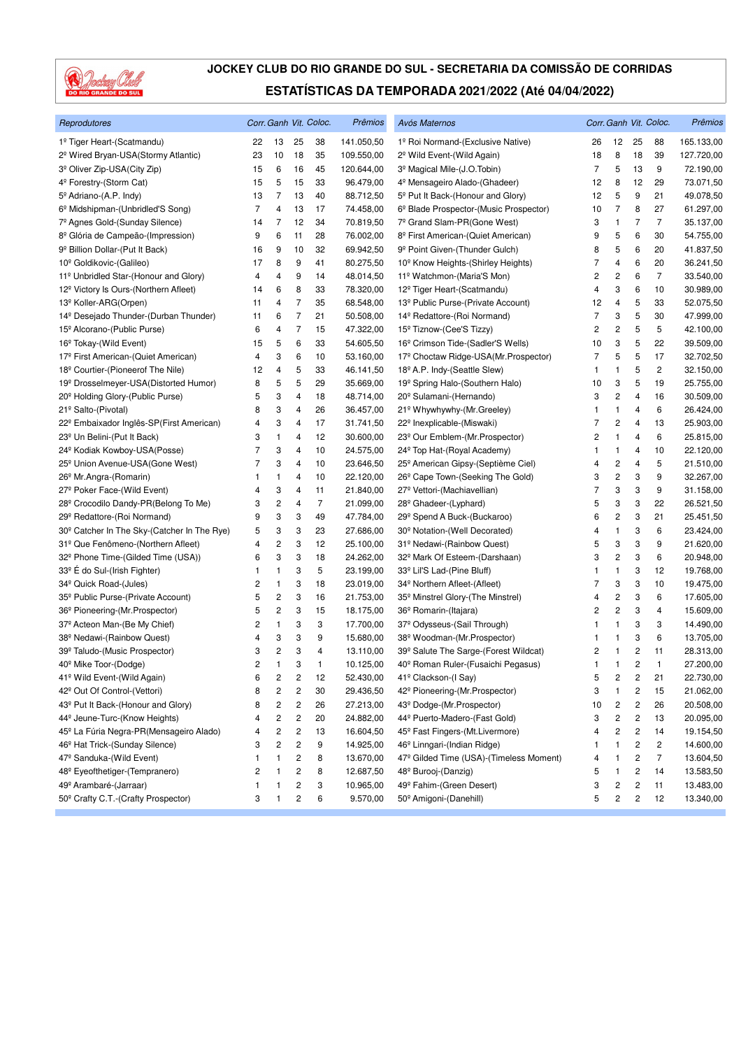# JOCKEY CLUB DO RIO GRANDE DO SUL - SECRETARIA DA COMISSÃO DE CORRIDAS

## ESTATÍSTICAS DA TEMPORADA 2021/2022 (Até 04/04/2022)

| Reprodutores | Corr. | Ganh | Vit. | Coloc. | Prêmios |
|---|---|---|---|---|---|
| 1º Tiger Heart-(Scatmandu) | 22 | 13 | 25 | 38 | 141.050,50 |
| 2º Wired Bryan-USA(Stormy Atlantic) | 23 | 10 | 18 | 35 | 109.550,00 |
| 3º Oliver Zip-USA(City Zip) | 15 | 6 | 16 | 45 | 120.644,00 |
| 4º Forestry-(Storm Cat) | 15 | 5 | 15 | 33 | 96.479,00 |
| 5º Adriano-(A.P. Indy) | 13 | 7 | 13 | 40 | 88.712,50 |
| 6º Midshipman-(Unbridled'S Song) | 7 | 4 | 13 | 17 | 74.458,00 |
| 7º Agnes Gold-(Sunday Silence) | 14 | 7 | 12 | 34 | 70.819,50 |
| 8º Glória de Campeão-(Impression) | 9 | 6 | 11 | 28 | 76.002,00 |
| 9º Billion Dollar-(Put It Back) | 16 | 9 | 10 | 32 | 69.942,50 |
| 10º Goldikovic-(Galileo) | 17 | 8 | 9 | 41 | 80.275,50 |
| 11º Unbridled Star-(Honour and Glory) | 4 | 4 | 9 | 14 | 48.014,50 |
| 12º Victory Is Ours-(Northern Afleet) | 14 | 6 | 8 | 33 | 78.320,00 |
| 13º Koller-ARG(Orpen) | 11 | 4 | 7 | 35 | 68.548,00 |
| 14º Desejado Thunder-(Durban Thunder) | 11 | 6 | 7 | 21 | 50.508,00 |
| 15º Alcorano-(Public Purse) | 6 | 4 | 7 | 15 | 47.322,00 |
| 16º Tokay-(Wild Event) | 15 | 5 | 6 | 33 | 54.605,50 |
| 17º First American-(Quiet American) | 4 | 3 | 6 | 10 | 53.160,00 |
| 18º Courtier-(Pioneerof The Nile) | 12 | 4 | 5 | 33 | 46.141,50 |
| 19º Drosselmeyer-USA(Distorted Humor) | 8 | 5 | 5 | 29 | 35.669,00 |
| 20º Holding Glory-(Public Purse) | 5 | 3 | 4 | 18 | 48.714,00 |
| 21º Salto-(Pivotal) | 8 | 3 | 4 | 26 | 36.457,00 |
| 22º Embaixador Inglês-SP(First American) | 4 | 3 | 4 | 17 | 31.741,50 |
| 23º Un Belini-(Put It Back) | 3 | 1 | 4 | 12 | 30.600,00 |
| 24º Kodiak Kowboy-USA(Posse) | 7 | 3 | 4 | 10 | 24.575,00 |
| 25º Union Avenue-USA(Gone West) | 7 | 3 | 4 | 10 | 23.646,50 |
| 26º Mr.Angra-(Romarin) | 1 | 1 | 4 | 10 | 22.120,00 |
| 27º Poker Face-(Wild Event) | 4 | 3 | 4 | 11 | 21.840,00 |
| 28º Crocodilo Dandy-PR(Belong To Me) | 3 | 2 | 4 | 7 | 21.099,00 |
| 29º Redattore-(Roi Normand) | 9 | 3 | 3 | 49 | 47.784,00 |
| 30º Catcher In The Sky-(Catcher In The Rye) | 5 | 3 | 3 | 23 | 27.686,00 |
| 31º Que Fenômeno-(Northern Afleet) | 4 | 2 | 3 | 12 | 25.100,00 |
| 32º Phone Time-(Gilded Time (USA)) | 6 | 3 | 3 | 18 | 24.262,00 |
| 33º É do Sul-(Irish Fighter) | 1 | 1 | 3 | 5 | 23.199,00 |
| 34º Quick Road-(Jules) | 2 | 1 | 3 | 18 | 23.019,00 |
| 35º Public Purse-(Private Account) | 5 | 2 | 3 | 16 | 21.753,00 |
| 36º Pioneering-(Mr.Prospector) | 5 | 2 | 3 | 15 | 18.175,00 |
| 37º Acteon Man-(Be My Chief) | 2 | 1 | 3 | 3 | 17.700,00 |
| 38º Nedawi-(Rainbow Quest) | 4 | 3 | 3 | 9 | 15.680,00 |
| 39º Taludo-(Music Prospector) | 3 | 2 | 3 | 4 | 13.110,00 |
| 40º Mike Toor-(Dodge) | 2 | 1 | 3 | 1 | 10.125,00 |
| 41º Wild Event-(Wild Again) | 6 | 2 | 2 | 12 | 52.430,00 |
| 42º Out Of Control-(Vettori) | 8 | 2 | 2 | 30 | 29.436,50 |
| 43º Put It Back-(Honour and Glory) | 8 | 2 | 2 | 26 | 27.213,00 |
| 44º Jeune-Turc-(Know Heights) | 4 | 2 | 2 | 20 | 24.882,00 |
| 45º La Fúria Negra-PR(Mensageiro Alado) | 4 | 2 | 2 | 13 | 16.604,50 |
| 46º Hat Trick-(Sunday Silence) | 3 | 2 | 2 | 9 | 14.925,00 |
| 47º Sanduka-(Wild Event) | 1 | 1 | 2 | 8 | 13.670,00 |
| 48º Eyeofthetiger-(Tempranero) | 2 | 1 | 2 | 8 | 12.687,50 |
| 49º Arambaré-(Jarraar) | 1 | 1 | 2 | 3 | 10.965,00 |
| 50º Crafty C.T.-(Crafty Prospector) | 3 | 1 | 2 | 6 | 9.570,00 |

| Avós Maternos | Corr. | Ganh | Vit. | Coloc. | Prêmios |
|---|---|---|---|---|---|
| 1º Roi Normand-(Exclusive Native) | 26 | 12 | 25 | 88 | 165.133,00 |
| 2º Wild Event-(Wild Again) | 18 | 8 | 18 | 39 | 127.720,00 |
| 3º Magical Mile-(J.O.Tobin) | 7 | 5 | 13 | 9 | 72.190,00 |
| 4º Mensageiro Alado-(Ghadeer) | 12 | 8 | 12 | 29 | 73.071,50 |
| 5º Put It Back-(Honour and Glory) | 12 | 5 | 9 | 21 | 49.078,50 |
| 6º Blade Prospector-(Music Prospector) | 10 | 7 | 8 | 27 | 61.297,00 |
| 7º Grand Slam-PR(Gone West) | 3 | 1 | 7 | 7 | 35.137,00 |
| 8º First American-(Quiet American) | 9 | 5 | 6 | 30 | 54.755,00 |
| 9º Point Given-(Thunder Gulch) | 8 | 5 | 6 | 20 | 41.837,50 |
| 10º Know Heights-(Shirley Heights) | 7 | 4 | 6 | 20 | 36.241,50 |
| 11º Watchmon-(Maria'S Mon) | 2 | 2 | 6 | 7 | 33.540,00 |
| 12º Tiger Heart-(Scatmandu) | 4 | 3 | 6 | 10 | 30.989,00 |
| 13º Public Purse-(Private Account) | 12 | 4 | 5 | 33 | 52.075,50 |
| 14º Redattore-(Roi Normand) | 7 | 3 | 5 | 30 | 47.999,00 |
| 15º Tiznow-(Cee'S Tizzy) | 2 | 2 | 5 | 5 | 42.100,00 |
| 16º Crimson Tide-(Sadler'S Wells) | 10 | 3 | 5 | 22 | 39.509,00 |
| 17º Choctaw Ridge-USA(Mr.Prospector) | 7 | 5 | 5 | 17 | 32.702,50 |
| 18º A.P. Indy-(Seattle Slew) | 1 | 1 | 5 | 2 | 32.150,00 |
| 19º Spring Halo-(Southern Halo) | 10 | 3 | 5 | 19 | 25.755,00 |
| 20º Sulamani-(Hernando) | 3 | 2 | 4 | 16 | 30.509,00 |
| 21º Whywhywhy-(Mr.Greeley) | 1 | 1 | 4 | 6 | 26.424,00 |
| 22º Inexplicable-(Miswaki) | 7 | 2 | 4 | 13 | 25.903,00 |
| 23º Our Emblem-(Mr.Prospector) | 2 | 1 | 4 | 6 | 25.815,00 |
| 24º Top Hat-(Royal Academy) | 1 | 1 | 4 | 10 | 22.120,00 |
| 25º American Gipsy-(Septième Ciel) | 4 | 2 | 4 | 5 | 21.510,00 |
| 26º Cape Town-(Seeking The Gold) | 3 | 2 | 3 | 9 | 32.267,00 |
| 27º Vettori-(Machiavellian) | 7 | 3 | 3 | 9 | 31.158,00 |
| 28º Ghadeer-(Lyphard) | 5 | 3 | 3 | 22 | 26.521,50 |
| 29º Spend A Buck-(Buckaroo) | 6 | 2 | 3 | 21 | 25.451,50 |
| 30º Notation-(Well Decorated) | 4 | 1 | 3 | 6 | 23.424,00 |
| 31º Nedawi-(Rainbow Quest) | 5 | 3 | 3 | 9 | 21.620,00 |
| 32º Mark Of Esteem-(Darshaan) | 3 | 2 | 3 | 6 | 20.948,00 |
| 33º Lil'S Lad-(Pine Bluff) | 1 | 1 | 3 | 12 | 19.768,00 |
| 34º Northern Afleet-(Afleet) | 7 | 3 | 3 | 10 | 19.475,00 |
| 35º Minstrel Glory-(The Minstrel) | 4 | 2 | 3 | 6 | 17.605,00 |
| 36º Romarin-(Itajara) | 2 | 2 | 3 | 4 | 15.609,00 |
| 37º Odysseus-(Sail Through) | 1 | 1 | 3 | 3 | 14.490,00 |
| 38º Woodman-(Mr.Prospector) | 1 | 1 | 3 | 6 | 13.705,00 |
| 39º Salute The Sarge-(Forest Wildcat) | 2 | 1 | 2 | 11 | 28.313,00 |
| 40º Roman Ruler-(Fusaichi Pegasus) | 1 | 1 | 2 | 1 | 27.200,00 |
| 41º Clackson-(I Say) | 5 | 2 | 2 | 21 | 22.730,00 |
| 42º Pioneering-(Mr.Prospector) | 3 | 1 | 2 | 15 | 21.062,00 |
| 43º Dodge-(Mr.Prospector) | 10 | 2 | 2 | 26 | 20.508,00 |
| 44º Puerto-Madero-(Fast Gold) | 3 | 2 | 2 | 13 | 20.095,00 |
| 45º Fast Fingers-(Mt.Livermore) | 4 | 2 | 2 | 14 | 19.154,50 |
| 46º Linngari-(Indian Ridge) | 1 | 1 | 2 | 2 | 14.600,00 |
| 47º Gilded Time (USA)-(Timeless Moment) | 4 | 1 | 2 | 7 | 13.604,50 |
| 48º Burooj-(Danzig) | 5 | 1 | 2 | 14 | 13.583,50 |
| 49º Fahim-(Green Desert) | 3 | 2 | 2 | 11 | 13.483,00 |
| 50º Amigoni-(Danehill) | 5 | 2 | 2 | 12 | 13.340,00 |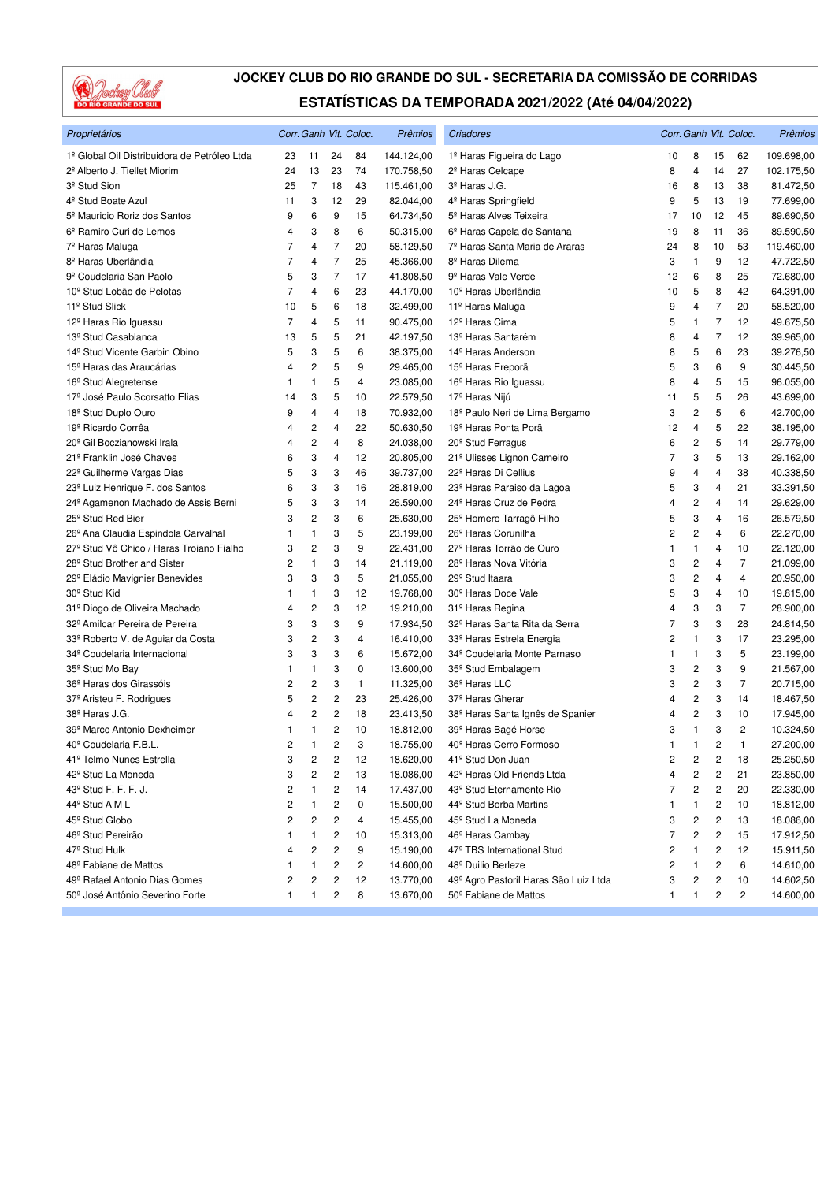# JOCKEY CLUB DO RIO GRANDE DO SUL - SECRETARIA DA COMISSÃO DE CORRIDAS

## ESTATÍSTICAS DA TEMPORADA 2021/2022 (Até 04/04/2022)

| *Proprietários* | *Corr.* | *Ganh* | *Vit.* | *Coloc.* | *Prêmios* |
|---|---|---|---|---|---|
| 1º Global Oil Distribuidora de Petróleo Ltda | 23 | 11 | 24 | 84 | 144.124,00 |
| 2º Alberto J. Tiellet Miorim | 24 | 13 | 23 | 74 | 170.758,50 |
| 3º Stud Sion | 25 | 7 | 18 | 43 | 115.461,00 |
| 4º Stud Boate Azul | 11 | 3 | 12 | 29 | 82.044,00 |
| 5º Mauricio Roriz dos Santos | 9 | 6 | 9 | 15 | 64.734,50 |
| 6º Ramiro Curi de Lemos | 4 | 3 | 8 | 6 | 50.315,00 |
| 7º Haras Maluga | 7 | 4 | 7 | 20 | 58.129,50 |
| 8º Haras Uberlândia | 7 | 4 | 7 | 25 | 45.366,00 |
| 9º Coudelaria San Paolo | 5 | 3 | 7 | 17 | 41.808,50 |
| 10º Stud Lobão de Pelotas | 7 | 4 | 6 | 23 | 44.170,00 |
| 11º Stud Slick | 10 | 5 | 6 | 18 | 32.499,00 |
| 12º Haras Rio Iguassu | 7 | 4 | 5 | 11 | 90.475,00 |
| 13º Stud Casablanca | 13 | 5 | 5 | 21 | 42.197,50 |
| 14º Stud Vicente Garbin Obino | 5 | 3 | 5 | 6 | 38.375,00 |
| 15º Haras das Araucárias | 4 | 2 | 5 | 9 | 29.465,00 |
| 16º Stud Alegretense | 1 | 1 | 5 | 4 | 23.085,00 |
| 17º José Paulo Scorsatto Elias | 14 | 3 | 5 | 10 | 22.579,50 |
| 18º Stud Duplo Ouro | 9 | 4 | 4 | 18 | 70.932,00 |
| 19º Ricardo Corrêa | 4 | 2 | 4 | 22 | 50.630,50 |
| 20º Gil Boczianowski Irala | 4 | 2 | 4 | 8 | 24.038,00 |
| 21º Franklin José Chaves | 6 | 3 | 4 | 12 | 20.805,00 |
| 22º Guilherme Vargas Dias | 5 | 3 | 3 | 46 | 39.737,00 |
| 23º Luiz Henrique F. dos Santos | 6 | 3 | 3 | 16 | 28.819,00 |
| 24º Agamenon Machado de Assis Berni | 5 | 3 | 3 | 14 | 26.590,00 |
| 25º Stud Red Bier | 3 | 2 | 3 | 6 | 25.630,00 |
| 26º Ana Claudia Espindola Carvalhal | 1 | 1 | 3 | 5 | 23.199,00 |
| 27º Stud Vô Chico / Haras Troiano Fialho | 3 | 2 | 3 | 9 | 22.431,00 |
| 28º Stud Brother and Sister | 2 | 1 | 3 | 14 | 21.119,00 |
| 29º Eládio Mavignier Benevides | 3 | 3 | 3 | 5 | 21.055,00 |
| 30º Stud Kid | 1 | 1 | 3 | 12 | 19.768,00 |
| 31º Diogo de Oliveira Machado | 4 | 2 | 3 | 12 | 19.210,00 |
| 32º Amilcar Pereira de Pereira | 3 | 3 | 3 | 9 | 17.934,50 |
| 33º Roberto V. de Aguiar da Costa | 3 | 2 | 3 | 4 | 16.410,00 |
| 34º Coudelaria Internacional | 3 | 3 | 3 | 6 | 15.672,00 |
| 35º Stud Mo Bay | 1 | 1 | 3 | 0 | 13.600,00 |
| 36º Haras dos Girassóis | 2 | 2 | 3 | 1 | 11.325,00 |
| 37º Aristeu F. Rodrigues | 5 | 2 | 2 | 23 | 25.426,00 |
| 38º Haras J.G. | 4 | 2 | 2 | 18 | 23.413,50 |
| 39º Marco Antonio Dexheimer | 1 | 1 | 2 | 10 | 18.812,00 |
| 40º Coudelaria F.B.L. | 2 | 1 | 2 | 3 | 18.755,00 |
| 41º Telmo Nunes Estrella | 3 | 2 | 2 | 12 | 18.620,00 |
| 42º Stud La Moneda | 3 | 2 | 2 | 13 | 18.086,00 |
| 43º Stud F. F. F. J. | 2 | 1 | 2 | 14 | 17.437,00 |
| 44º Stud A M L | 2 | 1 | 2 | 0 | 15.500,00 |
| 45º Stud Globo | 2 | 2 | 2 | 4 | 15.455,00 |
| 46º Stud Pereirão | 1 | 1 | 2 | 10 | 15.313,00 |
| 47º Stud Hulk | 4 | 2 | 2 | 9 | 15.190,00 |
| 48º Fabiane de Mattos | 1 | 1 | 2 | 2 | 14.600,00 |
| 49º Rafael Antonio Dias Gomes | 2 | 2 | 2 | 12 | 13.770,00 |
| 50º José Antônio Severino Forte | 1 | 1 | 2 | 8 | 13.670,00 |

| *Criadores* | *Corr.* | *Ganh* | *Vit.* | *Coloc.* | *Prêmios* |
|---|---|---|---|---|---|
| 1º Haras Figueira do Lago | 10 | 8 | 15 | 62 | 109.698,00 |
| 2º Haras Celcape | 8 | 4 | 14 | 27 | 102.175,50 |
| 3º Haras J.G. | 16 | 8 | 13 | 38 | 81.472,50 |
| 4º Haras Springfield | 9 | 5 | 13 | 19 | 77.699,00 |
| 5º Haras Alves Teixeira | 17 | 10 | 12 | 45 | 89.690,50 |
| 6º Haras Capela de Santana | 19 | 8 | 11 | 36 | 89.590,50 |
| 7º Haras Santa Maria de Araras | 24 | 8 | 10 | 53 | 119.460,00 |
| 8º Haras Dilema | 3 | 1 | 9 | 12 | 47.722,50 |
| 9º Haras Vale Verde | 12 | 6 | 8 | 25 | 72.680,00 |
| 10º Haras Uberlândia | 10 | 5 | 8 | 42 | 64.391,00 |
| 11º Haras Maluga | 9 | 4 | 7 | 20 | 58.520,00 |
| 12º Haras Cima | 5 | 1 | 7 | 12 | 49.675,50 |
| 13º Haras Santarém | 8 | 4 | 7 | 12 | 39.965,00 |
| 14º Haras Anderson | 8 | 5 | 6 | 23 | 39.276,50 |
| 15º Haras Ereporã | 5 | 3 | 6 | 9 | 30.445,50 |
| 16º Haras Rio Iguassu | 8 | 4 | 5 | 15 | 96.055,00 |
| 17º Haras Nijú | 11 | 5 | 5 | 26 | 43.699,00 |
| 18º Paulo Neri de Lima Bergamo | 3 | 2 | 5 | 6 | 42.700,00 |
| 19º Haras Ponta Porã | 12 | 4 | 5 | 22 | 38.195,00 |
| 20º Stud Ferragus | 6 | 2 | 5 | 14 | 29.779,00 |
| 21º Ulisses Lignon Carneiro | 7 | 3 | 5 | 13 | 29.162,00 |
| 22º Haras Di Cellius | 9 | 4 | 4 | 38 | 40.338,50 |
| 23º Haras Paraiso da Lagoa | 5 | 3 | 4 | 21 | 33.391,50 |
| 24º Haras Cruz de Pedra | 4 | 2 | 4 | 14 | 29.629,00 |
| 25º Homero Tarragô Filho | 5 | 3 | 4 | 16 | 26.579,50 |
| 26º Haras Corunilha | 2 | 2 | 4 | 6 | 22.270,00 |
| 27º Haras Torrão de Ouro | 1 | 1 | 4 | 10 | 22.120,00 |
| 28º Haras Nova Vitória | 3 | 2 | 4 | 7 | 21.099,00 |
| 29º Stud Itaara | 3 | 2 | 4 | 4 | 20.950,00 |
| 30º Haras Doce Vale | 5 | 3 | 4 | 10 | 19.815,00 |
| 31º Haras Regina | 4 | 3 | 3 | 7 | 28.900,00 |
| 32º Haras Santa Rita da Serra | 7 | 3 | 3 | 28 | 24.814,50 |
| 33º Haras Estrela Energia | 2 | 1 | 3 | 17 | 23.295,00 |
| 34º Coudelaria Monte Parnaso | 1 | 1 | 3 | 5 | 23.199,00 |
| 35º Stud Embalagem | 3 | 2 | 3 | 9 | 21.567,00 |
| 36º Haras LLC | 3 | 2 | 3 | 7 | 20.715,00 |
| 37º Haras Gherar | 4 | 2 | 3 | 14 | 18.467,50 |
| 38º Haras Santa Ignês de Spanier | 4 | 2 | 3 | 10 | 17.945,00 |
| 39º Haras Bagé Horse | 3 | 1 | 3 | 2 | 10.324,50 |
| 40º Haras Cerro Formoso | 1 | 1 | 2 | 1 | 27.200,00 |
| 41º Stud Don Juan | 2 | 2 | 2 | 18 | 25.250,50 |
| 42º Haras Old Friends Ltda | 4 | 2 | 2 | 21 | 23.850,00 |
| 43º Stud Eternamente Rio | 7 | 2 | 2 | 20 | 22.330,00 |
| 44º Stud Borba Martins | 1 | 1 | 2 | 10 | 18.812,00 |
| 45º Stud La Moneda | 3 | 2 | 2 | 13 | 18.086,00 |
| 46º Haras Cambay | 7 | 2 | 2 | 15 | 17.912,50 |
| 47º TBS International Stud | 2 | 1 | 2 | 12 | 15.911,50 |
| 48º Duilio Berleze | 2 | 1 | 2 | 6 | 14.610,00 |
| 49º Agro Pastoril Haras São Luiz Ltda | 3 | 2 | 2 | 10 | 14.602,50 |
| 50º Fabiane de Mattos | 1 | 1 | 2 | 2 | 14.600,00 |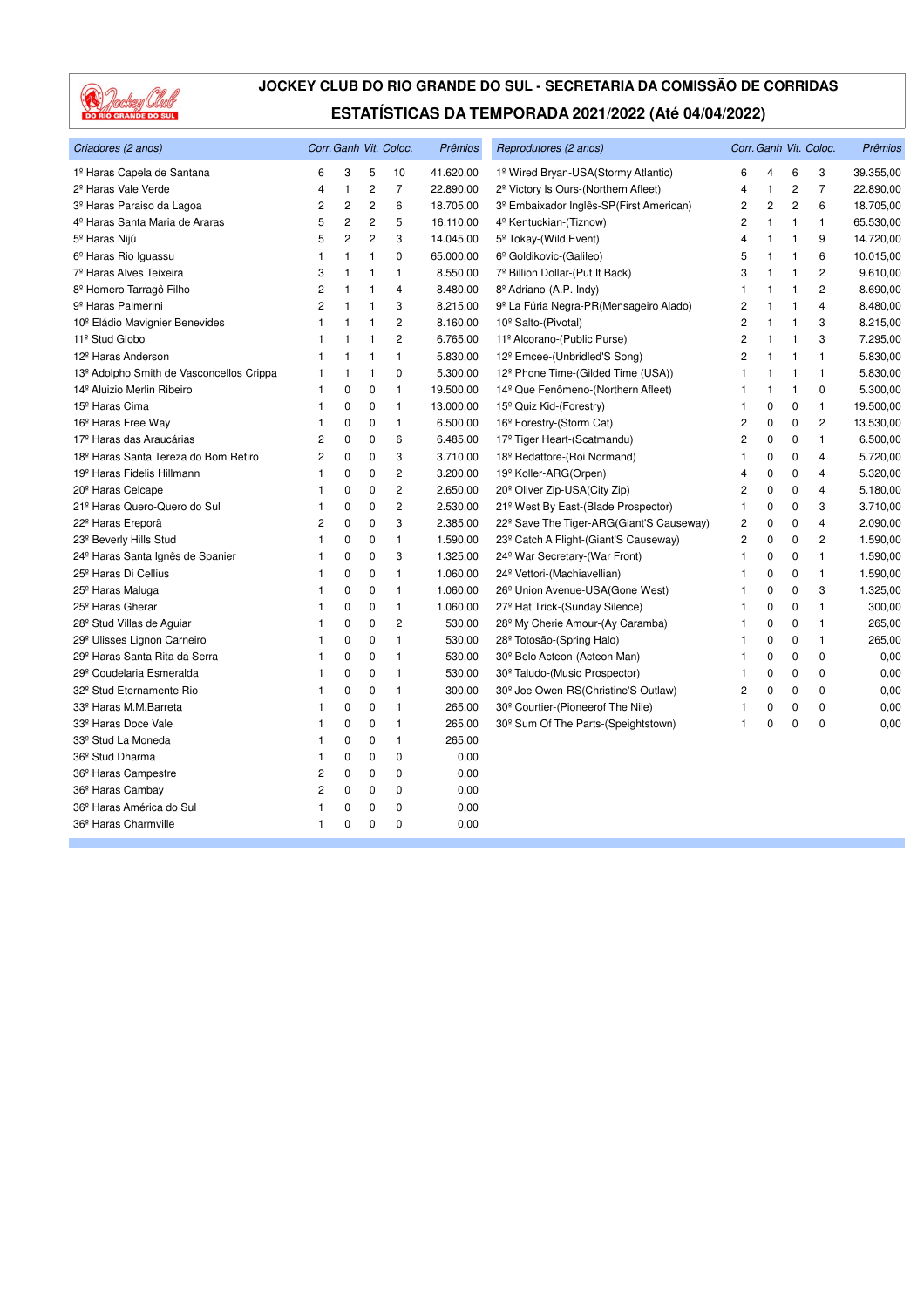# JOCKEY CLUB DO RIO GRANDE DO SUL - SECRETARIA DA COMISSÃO DE CORRIDAS

## ESTATÍSTICAS DA TEMPORADA 2021/2022 (Até 04/04/2022)

| Criadores (2 anos) | Corr. | Ganh | Vit. | Coloc. | Prêmios |
|---|---|---|---|---|---|
| 1º Haras Capela de Santana | 6 | 3 | 5 | 10 | 41.620,00 |
| 2º Haras Vale Verde | 4 | 1 | 2 | 7 | 22.890,00 |
| 3º Haras Paraiso da Lagoa | 2 | 2 | 2 | 6 | 18.705,00 |
| 4º Haras Santa Maria de Araras | 5 | 2 | 2 | 5 | 16.110,00 |
| 5º Haras Nijú | 5 | 2 | 2 | 3 | 14.045,00 |
| 6º Haras Rio Iguassu | 1 | 1 | 1 | 0 | 65.000,00 |
| 7º Haras Alves Teixeira | 3 | 1 | 1 | 1 | 8.550,00 |
| 8º Homero Tarragô Filho | 2 | 1 | 1 | 4 | 8.480,00 |
| 9º Haras Palmerini | 2 | 1 | 1 | 3 | 8.215,00 |
| 10º Eládio Mavignier Benevides | 1 | 1 | 1 | 2 | 8.160,00 |
| 11º Stud Globo | 1 | 1 | 1 | 2 | 6.765,00 |
| 12º Haras Anderson | 1 | 1 | 1 | 1 | 5.830,00 |
| 13º Adolpho Smith de Vasconcellos Crippa | 1 | 1 | 1 | 0 | 5.300,00 |
| 14º Aluizio Merlin Ribeiro | 1 | 0 | 0 | 1 | 19.500,00 |
| 15º Haras Cima | 1 | 0 | 0 | 1 | 13.000,00 |
| 16º Haras Free Way | 1 | 0 | 0 | 1 | 6.500,00 |
| 17º Haras das Araucárias | 2 | 0 | 0 | 6 | 6.485,00 |
| 18º Haras Santa Tereza do Bom Retiro | 2 | 0 | 0 | 3 | 3.710,00 |
| 19º Haras Fidelis Hillmann | 1 | 0 | 0 | 2 | 3.200,00 |
| 20º Haras Celcape | 1 | 0 | 0 | 2 | 2.650,00 |
| 21º Haras Quero-Quero do Sul | 1 | 0 | 0 | 2 | 2.530,00 |
| 22º Haras Ereporã | 2 | 0 | 0 | 3 | 2.385,00 |
| 23º Beverly Hills Stud | 1 | 0 | 0 | 1 | 1.590,00 |
| 24º Haras Santa Ignês de Spanier | 1 | 0 | 0 | 3 | 1.325,00 |
| 25º Haras Di Cellius | 1 | 0 | 0 | 1 | 1.060,00 |
| 25º Haras Maluga | 1 | 0 | 0 | 1 | 1.060,00 |
| 25º Haras Gherar | 1 | 0 | 0 | 1 | 1.060,00 |
| 28º Stud Villas de Aguiar | 1 | 0 | 0 | 2 | 530,00 |
| 29º Ulisses Lignon Carneiro | 1 | 0 | 0 | 1 | 530,00 |
| 29º Haras Santa Rita da Serra | 1 | 0 | 0 | 1 | 530,00 |
| 29º Coudelaria Esmeralda | 1 | 0 | 0 | 1 | 530,00 |
| 32º Stud Eternamente Rio | 1 | 0 | 0 | 1 | 300,00 |
| 33º Haras M.M.Barreta | 1 | 0 | 0 | 1 | 265,00 |
| 33º Haras Doce Vale | 1 | 0 | 0 | 1 | 265,00 |
| 33º Stud La Moneda | 1 | 0 | 0 | 1 | 265,00 |
| 36º Stud Dharma | 1 | 0 | 0 | 0 | 0,00 |
| 36º Haras Campestre | 2 | 0 | 0 | 0 | 0,00 |
| 36º Haras Cambay | 2 | 0 | 0 | 0 | 0,00 |
| 36º Haras América do Sul | 1 | 0 | 0 | 0 | 0,00 |
| 36º Haras Charmville | 1 | 0 | 0 | 0 | 0,00 |

| Reprodutores (2 anos) | Corr. | Ganh | Vit. | Coloc. | Prêmios |
|---|---|---|---|---|---|
| 1º Wired Bryan-USA(Stormy Atlantic) | 6 | 4 | 6 | 3 | 39.355,00 |
| 2º Victory Is Ours-(Northern Afleet) | 4 | 1 | 2 | 7 | 22.890,00 |
| 3º Embaixador Inglês-SP(First American) | 2 | 2 | 2 | 6 | 18.705,00 |
| 4º Kentuckian-(Tiznow) | 2 | 1 | 1 | 1 | 65.530,00 |
| 5º Tokay-(Wild Event) | 4 | 1 | 1 | 9 | 14.720,00 |
| 6º Goldikovic-(Galileo) | 5 | 1 | 1 | 6 | 10.015,00 |
| 7º Billion Dollar-(Put It Back) | 3 | 1 | 1 | 2 | 9.610,00 |
| 8º Adriano-(A.P. Indy) | 1 | 1 | 1 | 2 | 8.690,00 |
| 9º La Fúria Negra-PR(Mensageiro Alado) | 2 | 1 | 1 | 4 | 8.480,00 |
| 10º Salto-(Pivotal) | 2 | 1 | 1 | 3 | 8.215,00 |
| 11º Alcorano-(Public Purse) | 2 | 1 | 1 | 3 | 7.295,00 |
| 12º Emcee-(Unbridled'S Song) | 2 | 1 | 1 | 1 | 5.830,00 |
| 12º Phone Time-(Gilded Time (USA)) | 1 | 1 | 1 | 1 | 5.830,00 |
| 14º Que Fenômeno-(Northern Afleet) | 1 | 1 | 1 | 0 | 5.300,00 |
| 15º Quiz Kid-(Forestry) | 1 | 0 | 0 | 1 | 19.500,00 |
| 16º Forestry-(Storm Cat) | 2 | 0 | 0 | 2 | 13.530,00 |
| 17º Tiger Heart-(Scatmandu) | 2 | 0 | 0 | 1 | 6.500,00 |
| 18º Redattore-(Roi Normand) | 1 | 0 | 0 | 4 | 5.720,00 |
| 19º Koller-ARG(Orpen) | 4 | 0 | 0 | 4 | 5.320,00 |
| 20º Oliver Zip-USA(City Zip) | 2 | 0 | 0 | 4 | 5.180,00 |
| 21º West By East-(Blade Prospector) | 1 | 0 | 0 | 3 | 3.710,00 |
| 22º Save The Tiger-ARG(Giant'S Causeway) | 2 | 0 | 0 | 4 | 2.090,00 |
| 23º Catch A Flight-(Giant'S Causeway) | 2 | 0 | 0 | 2 | 1.590,00 |
| 24º War Secretary-(War Front) | 1 | 0 | 0 | 1 | 1.590,00 |
| 24º Vettori-(Machiavellian) | 1 | 0 | 0 | 1 | 1.590,00 |
| 26º Union Avenue-USA(Gone West) | 1 | 0 | 0 | 3 | 1.325,00 |
| 27º Hat Trick-(Sunday Silence) | 1 | 0 | 0 | 1 | 300,00 |
| 28º My Cherie Amour-(Ay Caramba) | 1 | 0 | 0 | 1 | 265,00 |
| 28º Totosão-(Spring Halo) | 1 | 0 | 0 | 1 | 265,00 |
| 30º Belo Acteon-(Acteon Man) | 1 | 0 | 0 | 0 | 0,00 |
| 30º Taludo-(Music Prospector) | 1 | 0 | 0 | 0 | 0,00 |
| 30º Joe Owen-RS(Christine'S Outlaw) | 2 | 0 | 0 | 0 | 0,00 |
| 30º Courtier-(Pioneerof The Nile) | 1 | 0 | 0 | 0 | 0,00 |
| 30º Sum Of The Parts-(Speightstown) | 1 | 0 | 0 | 0 | 0,00 |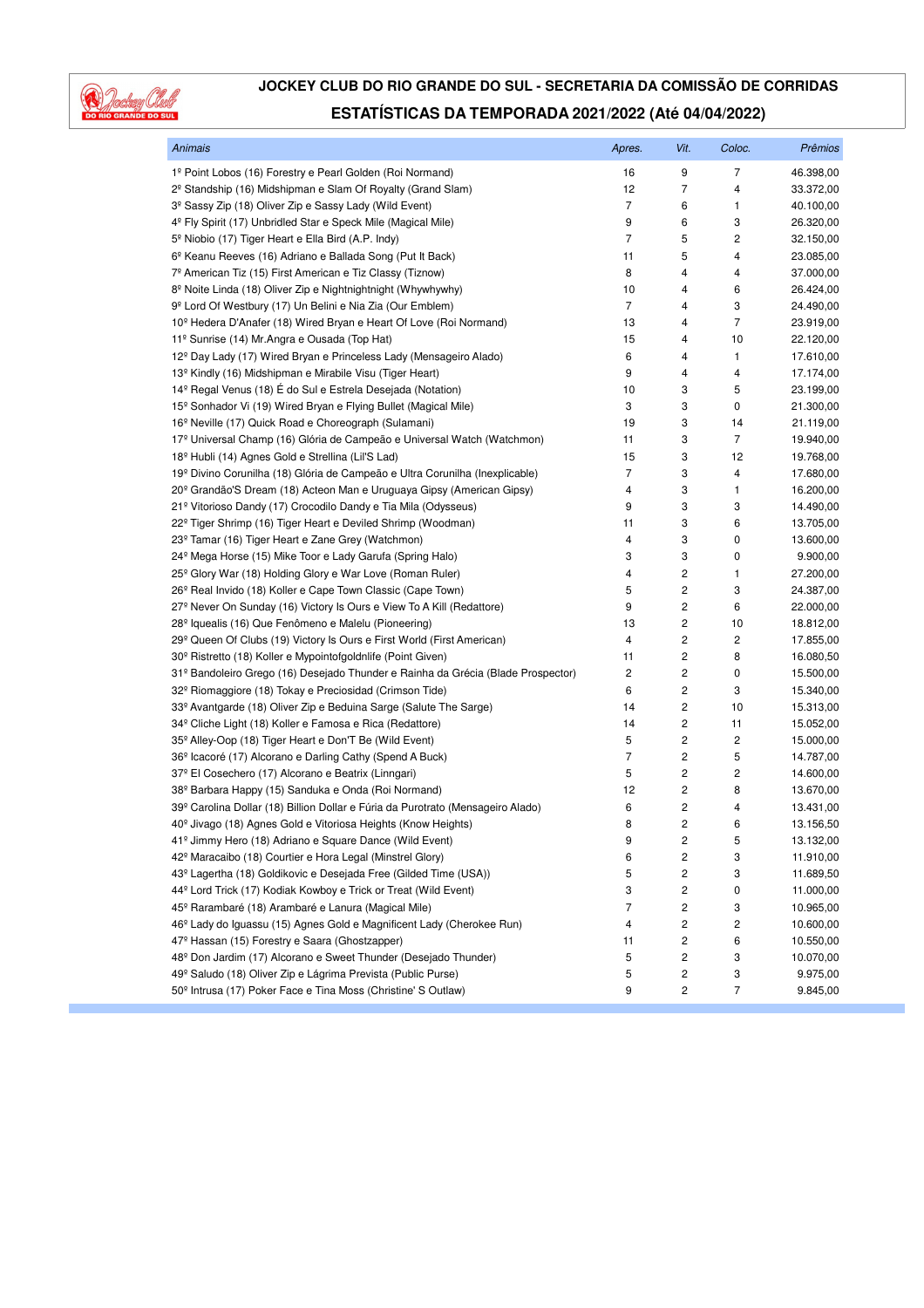# JOCKEY CLUB DO RIO GRANDE DO SUL - SECRETARIA DA COMISSÃO DE CORRIDAS

## ESTATÍSTICAS DA TEMPORADA 2021/2022 (Até 04/04/2022)

| *Animais* | *Apres.* | *Vit.* | *Coloc.* | *Prêmios* |
|---|---|---|---|---|
| 1º Point Lobos (16) Forestry e Pearl Golden (Roi Normand) | 16 | 9 | 7 | 46.398,00 |
| 2º Standship (16) Midshipman e Slam Of Royalty (Grand Slam) | 12 | 7 | 4 | 33.372,00 |
| 3º Sassy Zip (18) Oliver Zip e Sassy Lady (Wild Event) | 7 | 6 | 1 | 40.100,00 |
| 4º Fly Spirit (17) Unbridled Star e Speck Mile (Magical Mile) | 9 | 6 | 3 | 26.320,00 |
| 5º Niobio (17) Tiger Heart e Ella Bird (A.P. Indy) | 7 | 5 | 2 | 32.150,00 |
| 6º Keanu Reeves (16) Adriano e Ballada Song (Put It Back) | 11 | 5 | 4 | 23.085,00 |
| 7º American Tiz (15) First American e Tiz Classy (Tiznow) | 8 | 4 | 4 | 37.000,00 |
| 8º Noite Linda (18) Oliver Zip e Nightnightnight (Whywhywhy) | 10 | 4 | 6 | 26.424,00 |
| 9º Lord Of Westbury (17) Un Belini e Nia Zia (Our Emblem) | 7 | 4 | 3 | 24.490,00 |
| 10º Hedera D'Anafer (18) Wired Bryan e Heart Of Love (Roi Normand) | 13 | 4 | 7 | 23.919,00 |
| 11º Sunrise (14) Mr.Angra e Ousada (Top Hat) | 15 | 4 | 10 | 22.120,00 |
| 12º Day Lady (17) Wired Bryan e Princeless Lady (Mensageiro Alado) | 6 | 4 | 1 | 17.610,00 |
| 13º Kindly (16) Midshipman e Mirabile Visu (Tiger Heart) | 9 | 4 | 4 | 17.174,00 |
| 14º Regal Venus (18) É do Sul e Estrela Desejada (Notation) | 10 | 3 | 5 | 23.199,00 |
| 15º Sonhador Vi (19) Wired Bryan e Flying Bullet (Magical Mile) | 3 | 3 | 0 | 21.300,00 |
| 16º Neville (17) Quick Road e Choreograph (Sulamani) | 19 | 3 | 14 | 21.119,00 |
| 17º Universal Champ (16) Glória de Campeão e Universal Watch (Watchmon) | 11 | 3 | 7 | 19.940,00 |
| 18º Hubli (14) Agnes Gold e Strellina (Lil'S Lad) | 15 | 3 | 12 | 19.768,00 |
| 19º Divino Corunilha (18) Glória de Campeão e Ultra Corunilha (Inexplicable) | 7 | 3 | 4 | 17.680,00 |
| 20º Grandão'S Dream (18) Acteon Man e Uruguaya Gipsy (American Gipsy) | 4 | 3 | 1 | 16.200,00 |
| 21º Vitorioso Dandy (17) Crocodilo Dandy e Tia Mila (Odysseus) | 9 | 3 | 3 | 14.490,00 |
| 22º Tiger Shrimp (16) Tiger Heart e Deviled Shrimp (Woodman) | 11 | 3 | 6 | 13.705,00 |
| 23º Tamar (16) Tiger Heart e Zane Grey (Watchmon) | 4 | 3 | 0 | 13.600,00 |
| 24º Mega Horse (15) Mike Toor e Lady Garufa (Spring Halo) | 3 | 3 | 0 | 9.900,00 |
| 25º Glory War (18) Holding Glory e War Love (Roman Ruler) | 4 | 2 | 1 | 27.200,00 |
| 26º Real Invido (18) Koller e Cape Town Classic (Cape Town) | 5 | 2 | 3 | 24.387,00 |
| 27º Never On Sunday (16) Victory Is Ours e View To A Kill (Redattore) | 9 | 2 | 6 | 22.000,00 |
| 28º Iquealis (16) Que Fenômeno e Malelu (Pioneering) | 13 | 2 | 10 | 18.812,00 |
| 29º Queen Of Clubs (19) Victory Is Ours e First World (First American) | 4 | 2 | 2 | 17.855,00 |
| 30º Ristretto (18) Koller e Mypointofgoldnlife (Point Given) | 11 | 2 | 8 | 16.080,50 |
| 31º Bandoleiro Grego (16) Desejado Thunder e Rainha da Grécia (Blade Prospector) | 2 | 2 | 0 | 15.500,00 |
| 32º Riomaggiore (18) Tokay e Preciosidad (Crimson Tide) | 6 | 2 | 3 | 15.340,00 |
| 33º Avantgarde (18) Oliver Zip e Beduina Sarge (Salute The Sarge) | 14 | 2 | 10 | 15.313,00 |
| 34º Cliche Light (18) Koller e Famosa e Rica (Redattore) | 14 | 2 | 11 | 15.052,00 |
| 35º Alley-Oop (18) Tiger Heart e Don'T Be (Wild Event) | 5 | 2 | 2 | 15.000,00 |
| 36º Icacoré (17) Alcorano e Darling Cathy (Spend A Buck) | 7 | 2 | 5 | 14.787,00 |
| 37º El Cosechero (17) Alcorano e Beatrix (Linngari) | 5 | 2 | 2 | 14.600,00 |
| 38º Barbara Happy (15) Sanduka e Onda (Roi Normand) | 12 | 2 | 8 | 13.670,00 |
| 39º Carolina Dollar (18) Billion Dollar e Fúria da Purotrato (Mensageiro Alado) | 6 | 2 | 4 | 13.431,00 |
| 40º Jivago (18) Agnes Gold e Vitoriosa Heights (Know Heights) | 8 | 2 | 6 | 13.156,50 |
| 41º Jimmy Hero (18) Adriano e Square Dance (Wild Event) | 9 | 2 | 5 | 13.132,00 |
| 42º Maracaibo (18) Courtier e Hora Legal (Minstrel Glory) | 6 | 2 | 3 | 11.910,00 |
| 43º Lagertha (18) Goldikovic e Desejada Free (Gilded Time (USA)) | 5 | 2 | 3 | 11.689,50 |
| 44º Lord Trick (17) Kodiak Kowboy e Trick or Treat (Wild Event) | 3 | 2 | 0 | 11.000,00 |
| 45º Rarambaré (18) Arambaré e Lanura (Magical Mile) | 7 | 2 | 3 | 10.965,00 |
| 46º Lady do Iguassu (15) Agnes Gold e Magnificent Lady (Cherokee Run) | 4 | 2 | 2 | 10.600,00 |
| 47º Hassan (15) Forestry e Saara (Ghostzapper) | 11 | 2 | 6 | 10.550,00 |
| 48º Don Jardim (17) Alcorano e Sweet Thunder (Desejado Thunder) | 5 | 2 | 3 | 10.070,00 |
| 49º Saludo (18) Oliver Zip e Lágrima Prevista (Public Purse) | 5 | 2 | 3 | 9.975,00 |
| 50º Intrusa (17) Poker Face e Tina Moss (Christine' S Outlaw) | 9 | 2 | 7 | 9.845,00 |